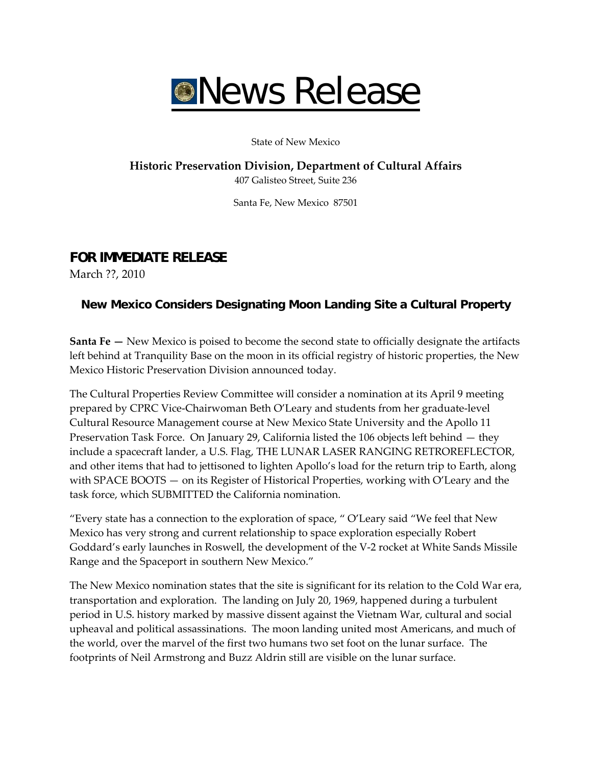# News Release

State of New Mexico

**Historic Preservation Division, Department of Cultural Affairs**

407 Galisteo Street, Suite 236

Santa Fe, New Mexico 87501

## FOR IMMEDIATE RELEASE

March ??, 2010

### New Mexico Considers Designating Moon Landing Site a Cultural Property

**Santa Fe —** New Mexico is poised to become the second state to officially designate the artifacts left behind at Tranquility Base on the moon in its official registry of historic properties, the New Mexico Historic Preservation Division announced today.

The Cultural Properties Review Committee will consider a nomination at its April 9 meeting prepared by CPRC Vice-Chairwoman Beth O'Leary and students from her graduate-level Cultural Resource Management course at New Mexico State University and the Apollo 11 Preservation Task Force. On January 29, California listed the 106 objects left behind — they include a spacecraft lander, a U.S. Flag, THE LUNAR LASER RANGING RETROREFLECTOR, and other items that had to jettisoned to lighten Apollo's load for the return trip to Earth, along with SPACE BOOTS — on its Register of Historical Properties, working with O'Leary and the task force, which SUBMITTED the California nomination.

"Every state has a connection to the exploration of space, " O'Leary said "We feel that New Mexico has very strong and current relationship to space exploration especially Robert Goddard's early launches in Roswell, the development of the V-2 rocket at White Sands Missile Range and the Spaceport in southern New Mexico."

The New Mexico nomination states that the site is significant for its relation to the Cold War era, transportation and exploration. The landing on July 20, 1969, happened during a turbulent period in U.S. history marked by massive dissent against the Vietnam War, cultural and social upheaval and political assassinations. The moon landing united most Americans, and much of the world, over the marvel of the first two humans two set foot on the lunar surface. The footprints of Neil Armstrong and Buzz Aldrin still are visible on the lunar surface.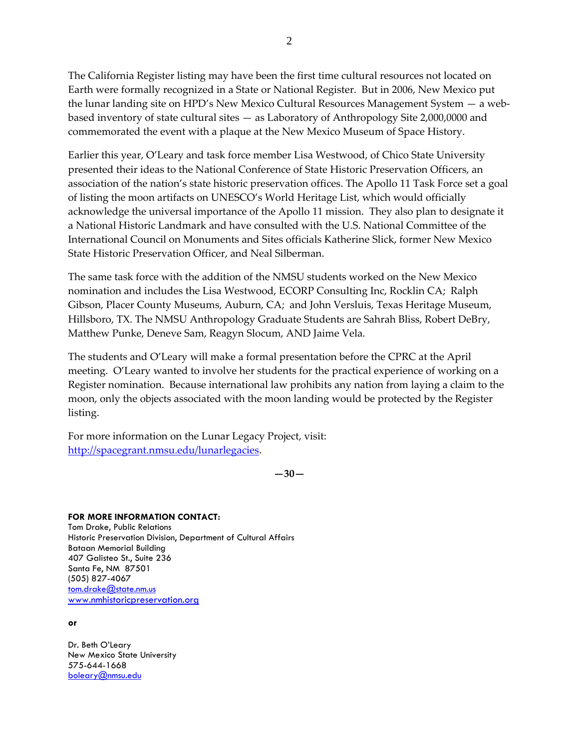The California Register listing may have been the first time cultural resources not located on Earth were formally recognized in a State or National Register. But in 2006, New Mexico put the lunar landing site on HPD's New Mexico Cultural Resources Management System — a web-based inventory of state cultural sites — as Laboratory of Anthropology Site 2,000,0000 and commemorated the event with a plaque at the New Mexico Museum of Space History.

Earlier this year, O'Leary and task force member Lisa Westwood, of Chico State University presented their ideas to the National Conference of State Historic Preservation Officers, an association of the nation's state historic preservation offices. The Apollo 11 Task Force set a goal of listing the moon artifacts on UNESCO's World Heritage List, which would officially acknowledge the universal importance of the Apollo 11 mission. They also plan to designate it a National Historic Landmark and have consulted with the U.S. National Committee of the International Council on Monuments and Sites officials Katherine Slick, former New Mexico State Historic Preservation Officer, and Neal Silberman.

The same task force with the addition of the NMSU students worked on the New Mexico nomination and includes the Lisa Westwood, ECORP Consulting Inc, Rocklin CA; Ralph Gibson, Placer County Museums, Auburn, CA; and John Versluis, Texas Heritage Museum, Hillsboro, TX. The NMSU Anthropology Graduate Students are Sahrah Bliss, Robert DeBry, Matthew Punke, Deneve Sam, Reagyn Slocum, AND Jaime Vela.

The students and O'Leary will make a formal presentation before the CPRC at the April meeting. O'Leary wanted to involve her students for the practical experience of working on a Register nomination. Because international law prohibits any nation from laying a claim to the moon, only the objects associated with the moon landing would be protected by the Register listing.

For more information on the Lunar Legacy Project, visit: http://spacegrant.nmsu.edu/lunarlegacies.

**—30—**

**FOR MORE INFORMATION CONTACT:**
Tom Drake, Public Relations
Historic Preservation Division, Department of Cultural Affairs
Bataan Memorial Building
407 Galisteo St., Suite 236
Santa Fe, NM 87501
(505) 827-4067
tom.drake@state.nm.us
www.nmhistoricpreservation.org

**or**

Dr. Beth O'Leary
New Mexico State University
575-644-1668
boleary@nmsu.edu